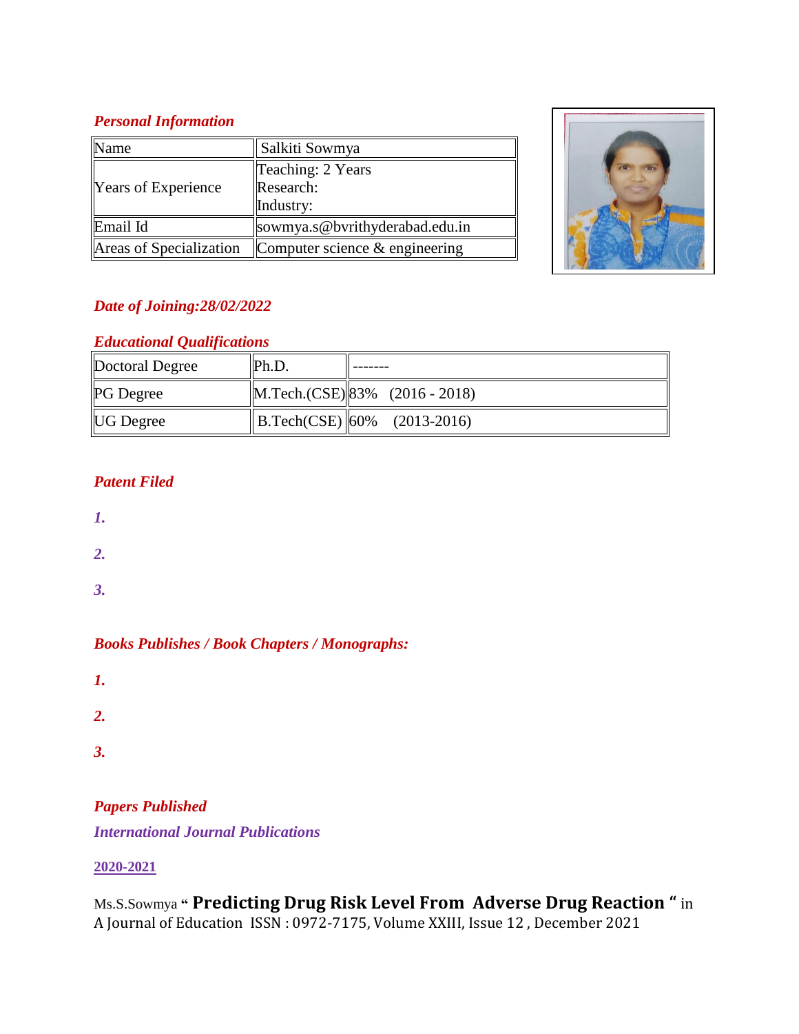*Personal Information*

| Name | Salkiti Sowmya |
| --- | --- |
| Years of Experience | Teaching: 2 Years<br>Research:<br>Industry: |
| Email Id | sowmya.s@bvrithyderabad.edu.in |
| Areas of Specialization | Computer science & engineering |

*Date of Joining:28/02/2022*

*Educational Qualifications*

| Doctoral Degree | Ph.D. | ------- |
| --- | --- | --- |
| PG Degree | M.Tech.(CSE) | 83% (2016 - 2018) |
| UG Degree | B.Tech(CSE) | 60% (2013-2016) |

*Patent Filed*

*1.*

*2.*

*3.*

*Books Publishes / Book Chapters / Monographs:*

*1.*

*2.*

*3.*

*Papers Published*

*International Journal Publications*

**2020-2021**

Ms.S.Sowmya " **Predicting Drug Risk Level From Adverse Drug Reaction** " in A Journal of Education ISSN : 0972-7175, Volume XXIII, Issue 12 , December 2021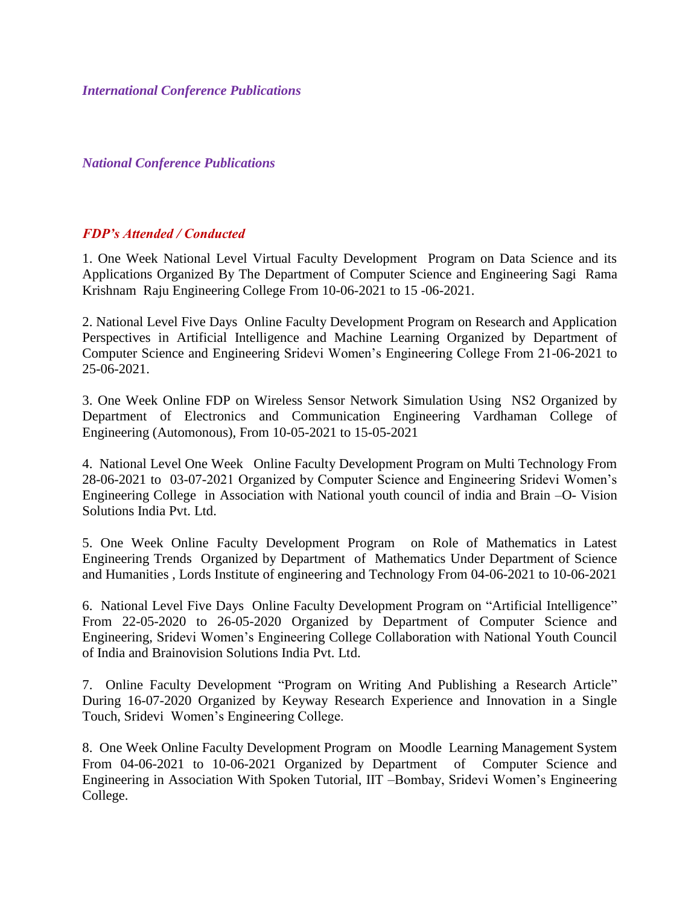### *International Conference Publications*

### *National Conference Publications*

### *FDP's Attended / Conducted*

1. One Week National Level Virtual Faculty Development Program on Data Science and its Applications Organized By The Department of Computer Science and Engineering Sagi Rama Krishnam Raju Engineering College From 10-06-2021 to 15 -06-2021.

2. National Level Five Days Online Faculty Development Program on Research and Application Perspectives in Artificial Intelligence and Machine Learning Organized by Department of Computer Science and Engineering Sridevi Women's Engineering College From 21-06-2021 to 25-06-2021.

3. One Week Online FDP on Wireless Sensor Network Simulation Using NS2 Organized by Department of Electronics and Communication Engineering Vardhaman College of Engineering (Automonous), From 10-05-2021 to 15-05-2021

4. National Level One Week Online Faculty Development Program on Multi Technology From 28-06-2021 to 03-07-2021 Organized by Computer Science and Engineering Sridevi Women's Engineering College in Association with National youth council of india and Brain –O- Vision Solutions India Pvt. Ltd.

5. One Week Online Faculty Development Program on Role of Mathematics in Latest Engineering Trends Organized by Department of Mathematics Under Department of Science and Humanities , Lords Institute of engineering and Technology From 04-06-2021 to 10-06-2021

6. National Level Five Days Online Faculty Development Program on "Artificial Intelligence" From 22-05-2020 to 26-05-2020 Organized by Department of Computer Science and Engineering, Sridevi Women's Engineering College Collaboration with National Youth Council of India and Brainovision Solutions India Pvt. Ltd.

7. Online Faculty Development "Program on Writing And Publishing a Research Article" During 16-07-2020 Organized by Keyway Research Experience and Innovation in a Single Touch, Sridevi Women's Engineering College.

8. One Week Online Faculty Development Program on Moodle Learning Management System From 04-06-2021 to 10-06-2021 Organized by Department of Computer Science and Engineering in Association With Spoken Tutorial, IIT –Bombay, Sridevi Women's Engineering College.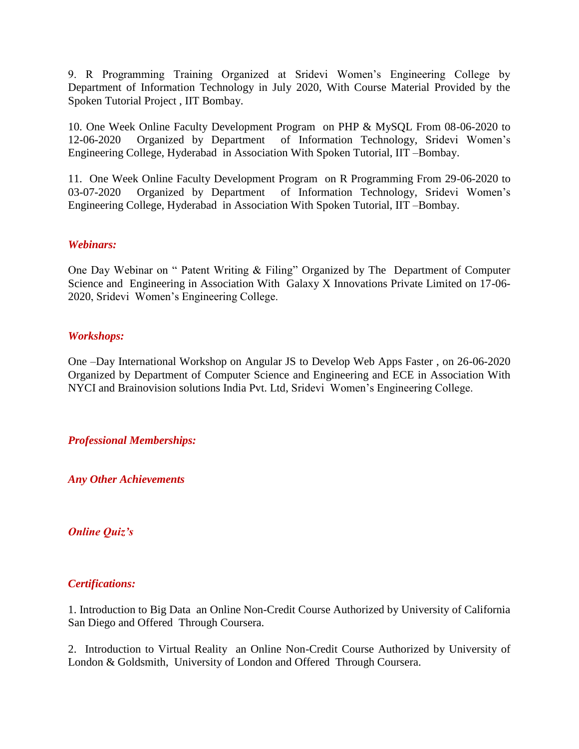9. R Programming Training Organized at Sridevi Women's Engineering College by Department of Information Technology in July 2020, With Course Material Provided by the Spoken Tutorial Project , IIT Bombay.

10. One Week Online Faculty Development Program on PHP & MySQL From 08-06-2020 to 12-06-2020 Organized by Department of Information Technology, Sridevi Women's Engineering College, Hyderabad in Association With Spoken Tutorial, IIT –Bombay.

11. One Week Online Faculty Development Program on R Programming From 29-06-2020 to 03-07-2020 Organized by Department of Information Technology, Sridevi Women's Engineering College, Hyderabad in Association With Spoken Tutorial, IIT –Bombay.

***Webinars:***

One Day Webinar on " Patent Writing & Filing" Organized by The Department of Computer Science and Engineering in Association With Galaxy X Innovations Private Limited on 17-06-2020, Sridevi Women's Engineering College.

***Workshops:***

One –Day International Workshop on Angular JS to Develop Web Apps Faster , on 26-06-2020 Organized by Department of Computer Science and Engineering and ECE in Association With NYCI and Brainovision solutions India Pvt. Ltd, Sridevi Women's Engineering College.

***Professional Memberships:***

***Any Other Achievements***

***Online Quiz's***

***Certifications:***

1. Introduction to Big Data an Online Non-Credit Course Authorized by University of California San Diego and Offered Through Coursera.

2. Introduction to Virtual Reality an Online Non-Credit Course Authorized by University of London & Goldsmith, University of London and Offered Through Coursera.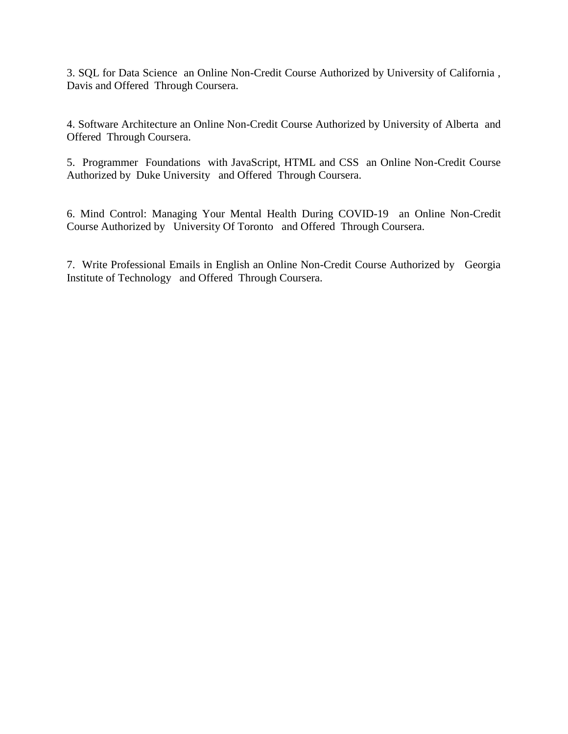3. SQL for Data Science an Online Non-Credit Course Authorized by University of California , Davis and Offered Through Coursera.

4. Software Architecture an Online Non-Credit Course Authorized by University of Alberta and Offered Through Coursera.

5. Programmer Foundations with JavaScript, HTML and CSS an Online Non-Credit Course Authorized by Duke University and Offered Through Coursera.

6. Mind Control: Managing Your Mental Health During COVID-19 an Online Non-Credit Course Authorized by University Of Toronto and Offered Through Coursera.

7. Write Professional Emails in English an Online Non-Credit Course Authorized by Georgia Institute of Technology and Offered Through Coursera.